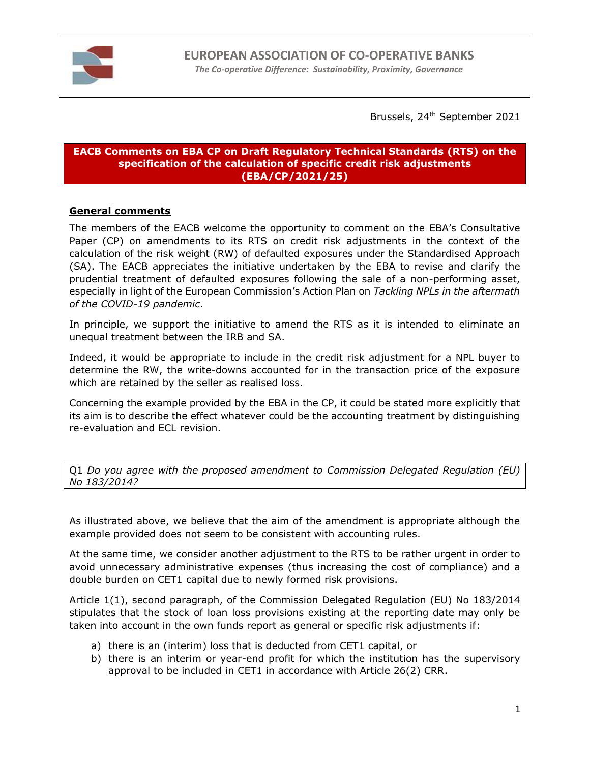# EUROPEAN ASSOCIATION OF CO-OPERATIVE BANKS

*The Co-operative Difference: Sustainability, Proximity, Governance*

Brussels, 24th September 2021

**EACB Comments on EBA CP on Draft Regulatory Technical Standards (RTS) on the specification of the calculation of specific credit risk adjustments (EBA/CP/2021/25)**

## General comments

The members of the EACB welcome the opportunity to comment on the EBA's Consultative Paper (CP) on amendments to its RTS on credit risk adjustments in the context of the calculation of the risk weight (RW) of defaulted exposures under the Standardised Approach (SA). The EACB appreciates the initiative undertaken by the EBA to revise and clarify the prudential treatment of defaulted exposures following the sale of a non-performing asset, especially in light of the European Commission's Action Plan on *Tackling NPLs in the aftermath of the COVID-19 pandemic*.

In principle, we support the initiative to amend the RTS as it is intended to eliminate an unequal treatment between the IRB and SA.

Indeed, it would be appropriate to include in the credit risk adjustment for a NPL buyer to determine the RW, the write-downs accounted for in the transaction price of the exposure which are retained by the seller as realised loss.

Concerning the example provided by the EBA in the CP, it could be stated more explicitly that its aim is to describe the effect whatever could be the accounting treatment by distinguishing re-evaluation and ECL revision.

Q1 *Do you agree with the proposed amendment to Commission Delegated Regulation (EU) No 183/2014?*

As illustrated above, we believe that the aim of the amendment is appropriate although the example provided does not seem to be consistent with accounting rules.

At the same time, we consider another adjustment to the RTS to be rather urgent in order to avoid unnecessary administrative expenses (thus increasing the cost of compliance) and a double burden on CET1 capital due to newly formed risk provisions.

Article 1(1), second paragraph, of the Commission Delegated Regulation (EU) No 183/2014 stipulates that the stock of loan loss provisions existing at the reporting date may only be taken into account in the own funds report as general or specific risk adjustments if:

a) there is an (interim) loss that is deducted from CET1 capital, or
b) there is an interim or year-end profit for which the institution has the supervisory approval to be included in CET1 in accordance with Article 26(2) CRR.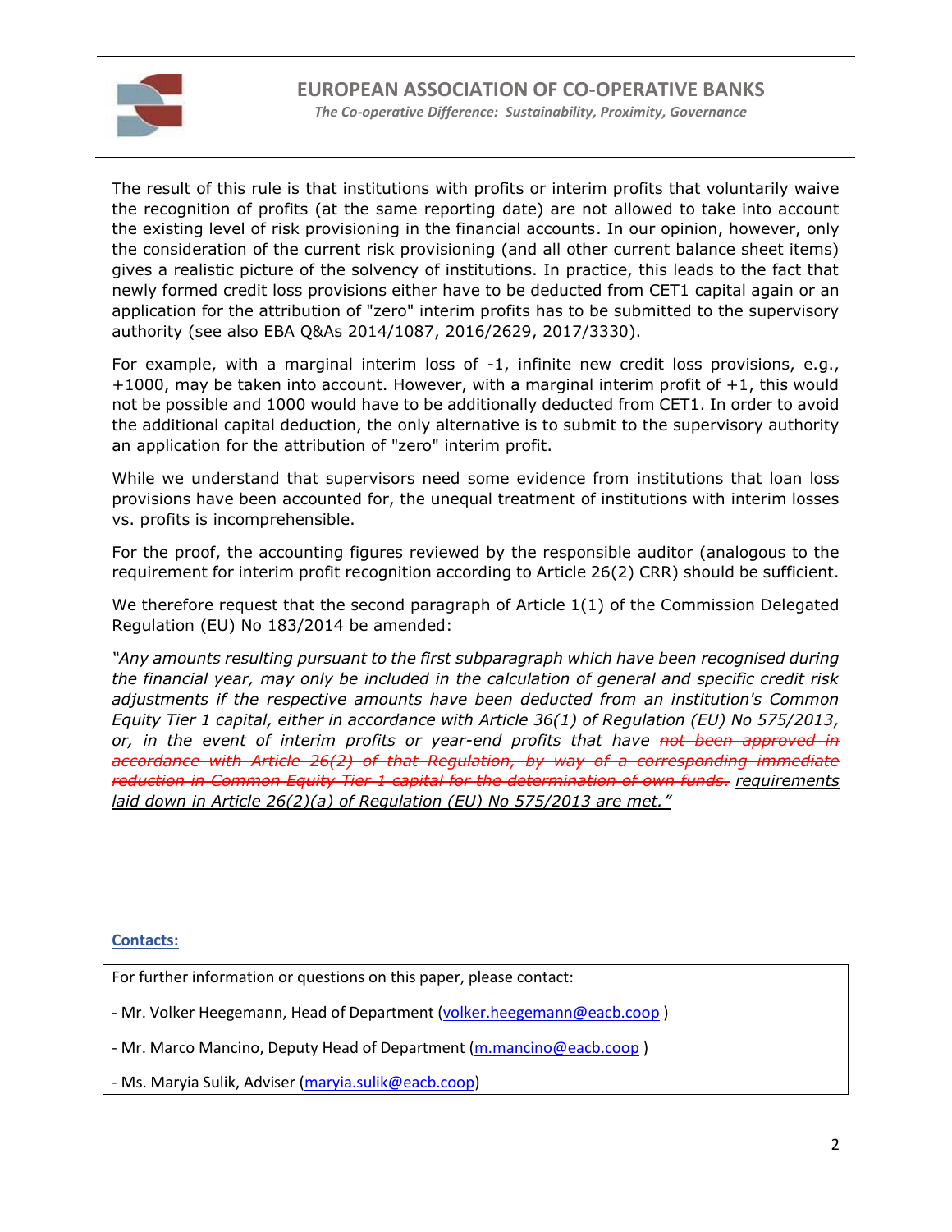The result of this rule is that institutions with profits or interim profits that voluntarily waive the recognition of profits (at the same reporting date) are not allowed to take into account the existing level of risk provisioning in the financial accounts. In our opinion, however, only the consideration of the current risk provisioning (and all other current balance sheet items) gives a realistic picture of the solvency of institutions. In practice, this leads to the fact that newly formed credit loss provisions either have to be deducted from CET1 capital again or an application for the attribution of "zero" interim profits has to be submitted to the supervisory authority (see also EBA Q&As 2014/1087, 2016/2629, 2017/3330).

For example, with a marginal interim loss of -1, infinite new credit loss provisions, e.g., +1000, may be taken into account. However, with a marginal interim profit of +1, this would not be possible and 1000 would have to be additionally deducted from CET1. In order to avoid the additional capital deduction, the only alternative is to submit to the supervisory authority an application for the attribution of "zero" interim profit.

While we understand that supervisors need some evidence from institutions that loan loss provisions have been accounted for, the unequal treatment of institutions with interim losses vs. profits is incomprehensible.

For the proof, the accounting figures reviewed by the responsible auditor (analogous to the requirement for interim profit recognition according to Article 26(2) CRR) should be sufficient.

We therefore request that the second paragraph of Article 1(1) of the Commission Delegated Regulation (EU) No 183/2014 be amended:

*"Any amounts resulting pursuant to the first subparagraph which have been recognised during the financial year, may only be included in the calculation of general and specific credit risk adjustments if the respective amounts have been deducted from an institution's Common Equity Tier 1 capital, either in accordance with Article 36(1) of Regulation (EU) No 575/2013, or, in the event of interim profits or year-end profits that have ~~not been approved in accordance with Article 26(2) of that Regulation, by way of a corresponding immediate reduction in Common Equity Tier 1 capital for the determination of own funds.~~ <u>requirements laid down in Article 26(2)(a) of Regulation (EU) No 575/2013 are met.</u>"*

**Contacts:**

For further information or questions on this paper, please contact:

- Mr. Volker Heegemann, Head of Department (volker.heegemann@eacb.coop )
- Mr. Marco Mancino, Deputy Head of Department (m.mancino@eacb.coop )
- Ms. Maryia Sulik, Adviser (maryia.sulik@eacb.coop)